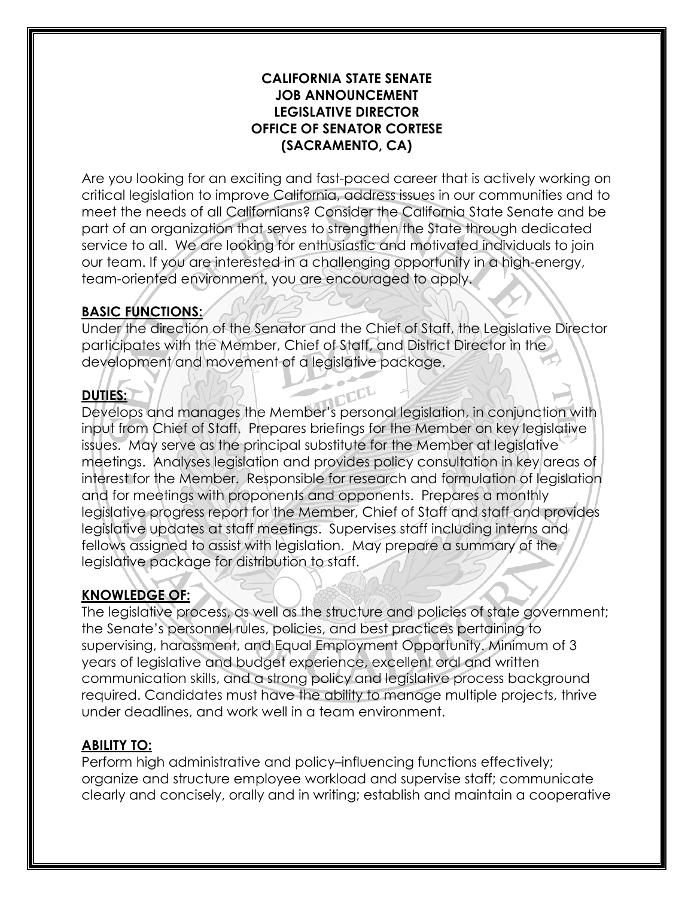# CALIFORNIA STATE SENATE
# JOB ANNOUNCEMENT
# LEGISLATIVE DIRECTOR
# OFFICE OF SENATOR CORTESE
# (SACRAMENTO, CA)

Are you looking for an exciting and fast-paced career that is actively working on critical legislation to improve California, address issues in our communities and to meet the needs of all Californians? Consider the California State Senate and be part of an organization that serves to strengthen the State through dedicated service to all. We are looking for enthusiastic and motivated individuals to join our team. If you are interested in a challenging opportunity in a high-energy, team-oriented environment, you are encouraged to apply.

## BASIC FUNCTIONS:

Under the direction of the Senator and the Chief of Staff, the Legislative Director participates with the Member, Chief of Staff, and District Director in the development and movement of a legislative package.

## DUTIES:

Develops and manages the Member's personal legislation, in conjunction with input from Chief of Staff. Prepares briefings for the Member on key legislative issues. May serve as the principal substitute for the Member at legislative meetings. Analyses legislation and provides policy consultation in key areas of interest for the Member. Responsible for research and formulation of legislation and for meetings with proponents and opponents. Prepares a monthly legislative progress report for the Member, Chief of Staff and staff and provides legislative updates at staff meetings. Supervises staff including interns and fellows assigned to assist with legislation. May prepare a summary of the legislative package for distribution to staff.

## KNOWLEDGE OF:

The legislative process, as well as the structure and policies of state government; the Senate's personnel rules, policies, and best practices pertaining to supervising, harassment, and Equal Employment Opportunity. Minimum of 3 years of legislative and budget experience, excellent oral and written communication skills, and a strong policy and legislative process background required. Candidates must have the ability to manage multiple projects, thrive under deadlines, and work well in a team environment.

## ABILITY TO:

Perform high administrative and policy–influencing functions effectively; organize and structure employee workload and supervise staff; communicate clearly and concisely, orally and in writing; establish and maintain a cooperative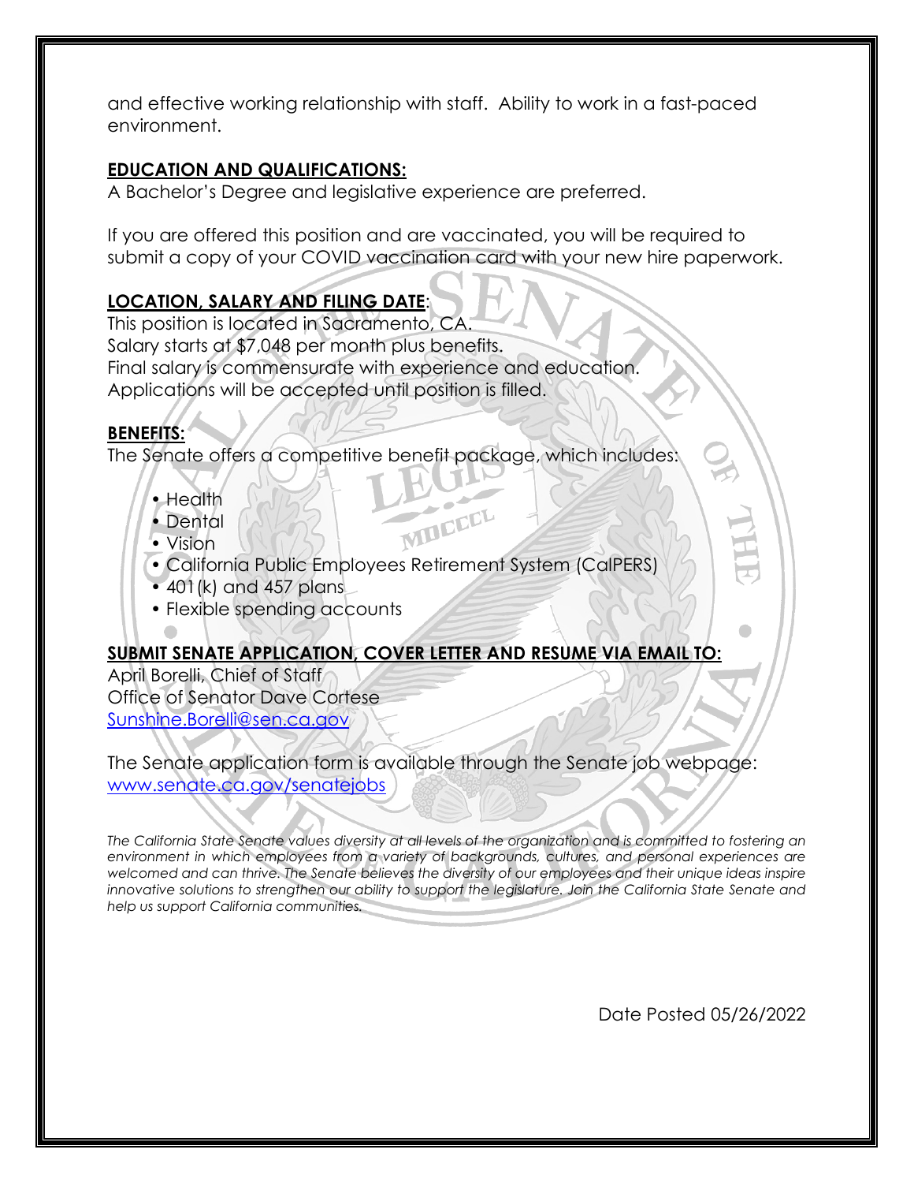and effective working relationship with staff. Ability to work in a fast-paced environment.

## EDUCATION AND QUALIFICATIONS:

A Bachelor's Degree and legislative experience are preferred.

If you are offered this position and are vaccinated, you will be required to submit a copy of your COVID vaccination card with your new hire paperwork.

## LOCATION, SALARY AND FILING DATE:

This position is located in Sacramento, CA.
Salary starts at $7,048 per month plus benefits.
Final salary is commensurate with experience and education.
Applications will be accepted until position is filled.

## BENEFITS:

The Senate offers a competitive benefit package, which includes:

- Health
- Dental
- Vision
- California Public Employees Retirement System (CalPERS)
- 401(k) and 457 plans
- Flexible spending accounts

## SUBMIT SENATE APPLICATION, COVER LETTER AND RESUME VIA EMAIL TO:

April Borelli, Chief of Staff
Office of Senator Dave Cortese
Sunshine.Borelli@sen.ca.gov

The Senate application form is available through the Senate job webpage: www.senate.ca.gov/senatejobs

*The California State Senate values diversity at all levels of the organization and is committed to fostering an environment in which employees from a variety of backgrounds, cultures, and personal experiences are welcomed and can thrive. The Senate believes the diversity of our employees and their unique ideas inspire innovative solutions to strengthen our ability to support the legislature. Join the California State Senate and help us support California communities.*

Date Posted 05/26/2022